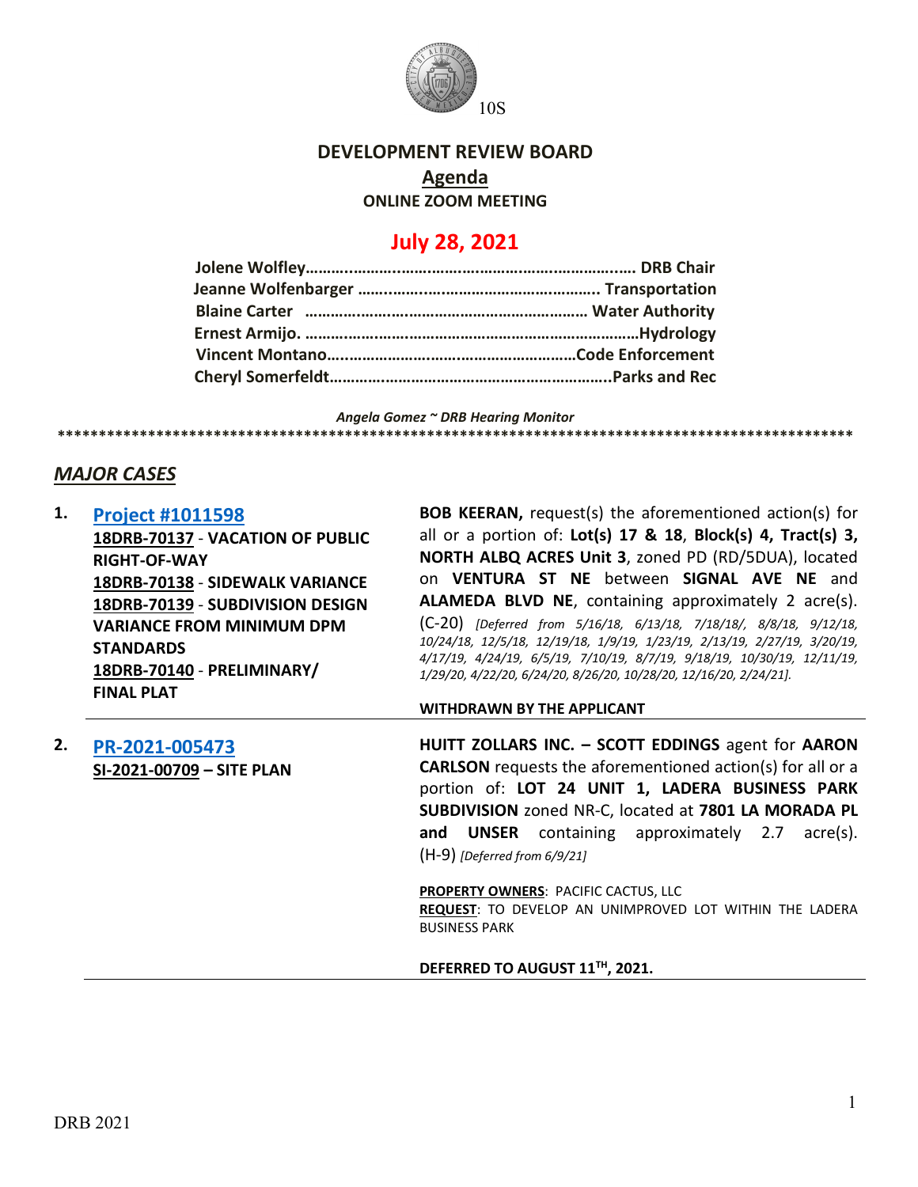10S

# DEVELOPMENT REVIEW BOARD

## Agenda

**ONLINE ZOOM MEETING**

## July 28, 2021

**Jolene Wolfley……………………………………………………………. DRB Chair**
**Jeanne Wolfenbarger ……………………………………………….. Transportation**
**Blaine Carter ……………………………………………………… Water Authority**
**Ernest Armijo. ……………………………………………………………Hydrology**
**Vincent Montano…………………………………………………Code Enforcement**
**Cheryl Somerfeldt………………………………………………………..Parks and Rec**

*Angela Gomez ~ DRB Hearing Monitor*

****************************************************************************************************

## *MAJOR CASES*

**1. Project #1011598**
**18DRB-70137 - VACATION OF PUBLIC RIGHT-OF-WAY**
**18DRB-70138 - SIDEWALK VARIANCE**
**18DRB-70139 - SUBDIVISION DESIGN VARIANCE FROM MINIMUM DPM STANDARDS**
**18DRB-70140 - PRELIMINARY/ FINAL PLAT**

**BOB KEERAN,** request(s) the aforementioned action(s) for all or a portion of: **Lot(s) 17 & 18**, **Block(s) 4, Tract(s) 3, NORTH ALBQ ACRES Unit 3**, zoned PD (RD/5DUA), located on **VENTURA ST NE** between **SIGNAL AVE NE** and **ALAMEDA BLVD NE**, containing approximately 2 acre(s). (C-20) *[Deferred from 5/16/18, 6/13/18, 7/18/18/, 8/8/18, 9/12/18, 10/24/18, 12/5/18, 12/19/18, 1/9/19, 1/23/19, 2/13/19, 2/27/19, 3/20/19, 4/17/19, 4/24/19, 6/5/19, 7/10/19, 8/7/19, 9/18/19, 10/30/19, 12/11/19, 1/29/20, 4/22/20, 6/24/20, 8/26/20, 10/28/20, 12/16/20, 2/24/21].*

**WITHDRAWN BY THE APPLICANT**

---

**2. PR-2021-005473**
**SI-2021-00709 – SITE PLAN**

**HUITT ZOLLARS INC. – SCOTT EDDINGS** agent for **AARON CARLSON** requests the aforementioned action(s) for all or a portion of: **LOT 24 UNIT 1, LADERA BUSINESS PARK SUBDIVISION** zoned NR-C, located at **7801 LA MORADA PL and UNSER** containing approximately 2.7 acre(s). (H-9) *[Deferred from 6/9/21]*

**PROPERTY OWNERS**: PACIFIC CACTUS, LLC
**REQUEST**: TO DEVELOP AN UNIMPROVED LOT WITHIN THE LADERA BUSINESS PARK

**DEFERRED TO AUGUST 11TH, 2021.**

---

DRB 2021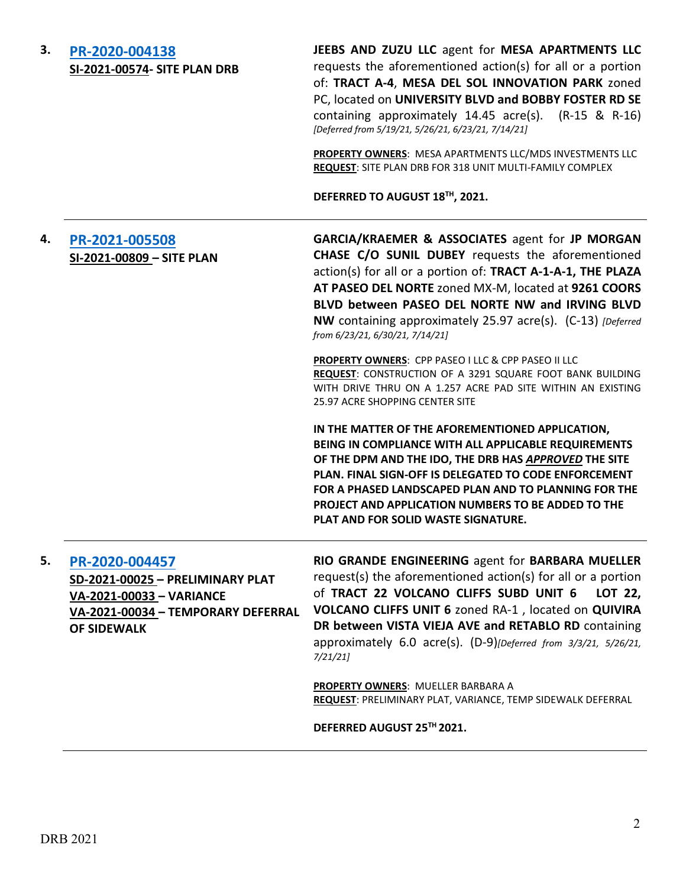**3. PR-2020-004138**
**SI-2021-00574- SITE PLAN DRB**

**JEEBS AND ZUZU LLC** agent for **MESA APARTMENTS LLC** requests the aforementioned action(s) for all or a portion of: **TRACT A-4**, **MESA DEL SOL INNOVATION PARK** zoned PC, located on **UNIVERSITY BLVD and BOBBY FOSTER RD SE** containing approximately 14.45 acre(s). (R-15 & R-16) *[Deferred from 5/19/21, 5/26/21, 6/23/21, 7/14/21]*

**PROPERTY OWNERS**: MESA APARTMENTS LLC/MDS INVESTMENTS LLC
**REQUEST**: SITE PLAN DRB FOR 318 UNIT MULTI-FAMILY COMPLEX

**DEFERRED TO AUGUST 18TH, 2021.**

---

**4. PR-2021-005508**
**SI-2021-00809 – SITE PLAN**

**GARCIA/KRAEMER & ASSOCIATES** agent for **JP MORGAN CHASE C/O SUNIL DUBEY** requests the aforementioned action(s) for all or a portion of: **TRACT A-1-A-1, THE PLAZA AT PASEO DEL NORTE** zoned MX-M, located at **9261 COORS BLVD between PASEO DEL NORTE NW and IRVING BLVD NW** containing approximately 25.97 acre(s). (C-13) *[Deferred from 6/23/21, 6/30/21, 7/14/21]*

**PROPERTY OWNERS**: CPP PASEO I LLC & CPP PASEO II LLC
**REQUEST**: CONSTRUCTION OF A 3291 SQUARE FOOT BANK BUILDING WITH DRIVE THRU ON A 1.257 ACRE PAD SITE WITHIN AN EXISTING 25.97 ACRE SHOPPING CENTER SITE

**IN THE MATTER OF THE AFOREMENTIONED APPLICATION, BEING IN COMPLIANCE WITH ALL APPLICABLE REQUIREMENTS OF THE DPM AND THE IDO, THE DRB HAS *APPROVED* THE SITE PLAN. FINAL SIGN-OFF IS DELEGATED TO CODE ENFORCEMENT FOR A PHASED LANDSCAPED PLAN AND TO PLANNING FOR THE PROJECT AND APPLICATION NUMBERS TO BE ADDED TO THE PLAT AND FOR SOLID WASTE SIGNATURE.**

---

**5. PR-2020-004457**
**SD-2021-00025 – PRELIMINARY PLAT**
**VA-2021-00033 – VARIANCE**
**VA-2021-00034 – TEMPORARY DEFERRAL OF SIDEWALK**

**RIO GRANDE ENGINEERING** agent for **BARBARA MUELLER** request(s) the aforementioned action(s) for all or a portion of **TRACT 22 VOLCANO CLIFFS SUBD UNIT 6 LOT 22, VOLCANO CLIFFS UNIT 6** zoned RA-1 , located on **QUIVIRA DR between VISTA VIEJA AVE and RETABLO RD** containing approximately 6.0 acre(s). (D-9)*[Deferred from 3/3/21, 5/26/21, 7/21/21]*

**PROPERTY OWNERS**: MUELLER BARBARA A
**REQUEST**: PRELIMINARY PLAT, VARIANCE, TEMP SIDEWALK DEFERRAL

**DEFERRED AUGUST 25TH 2021.**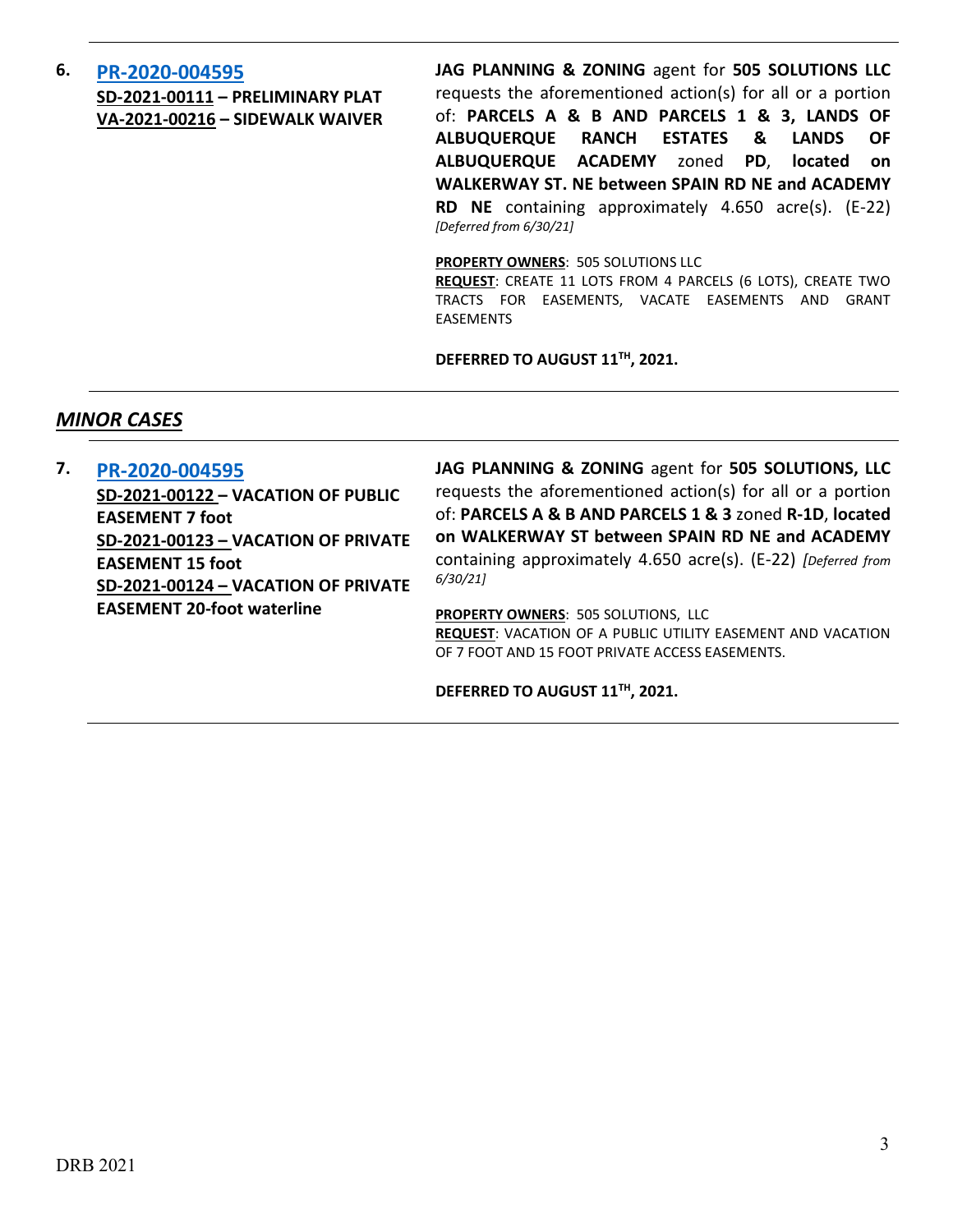**6.** **[PR-2020-004595](PR-2020-004595)**

**SD-2021-00111 – PRELIMINARY PLAT**
**VA-2021-00216 – SIDEWALK WAIVER**

**JAG PLANNING & ZONING** agent for **505 SOLUTIONS LLC** requests the aforementioned action(s) for all or a portion of: **PARCELS A & B AND PARCELS 1 & 3, LANDS OF ALBUQUERQUE RANCH ESTATES & LANDS OF ALBUQUERQUE ACADEMY** zoned **PD**, **located on WALKERWAY ST. NE between SPAIN RD NE and ACADEMY RD NE** containing approximately 4.650 acre(s). (E-22) *[Deferred from 6/30/21]*

**PROPERTY OWNERS**: 505 SOLUTIONS LLC
**REQUEST**: CREATE 11 LOTS FROM 4 PARCELS (6 LOTS), CREATE TWO TRACTS FOR EASEMENTS, VACATE EASEMENTS AND GRANT EASEMENTS

**DEFERRED TO AUGUST 11TH, 2021.**

---

## *MINOR CASES*

---

**7.** **[PR-2020-004595](PR-2020-004595)**

**SD-2021-00122 – VACATION OF PUBLIC EASEMENT 7 foot**
**SD-2021-00123 – VACATION OF PRIVATE EASEMENT 15 foot**
**SD-2021-00124 – VACATION OF PRIVATE EASEMENT 20-foot waterline**

**JAG PLANNING & ZONING** agent for **505 SOLUTIONS, LLC** requests the aforementioned action(s) for all or a portion of: **PARCELS A & B AND PARCELS 1 & 3** zoned **R-1D**, **located on WALKERWAY ST between SPAIN RD NE and ACADEMY** containing approximately 4.650 acre(s). (E-22) *[Deferred from 6/30/21]*

**PROPERTY OWNERS**: 505 SOLUTIONS, LLC
**REQUEST**: VACATION OF A PUBLIC UTILITY EASEMENT AND VACATION OF 7 FOOT AND 15 FOOT PRIVATE ACCESS EASEMENTS.

**DEFERRED TO AUGUST 11TH, 2021.**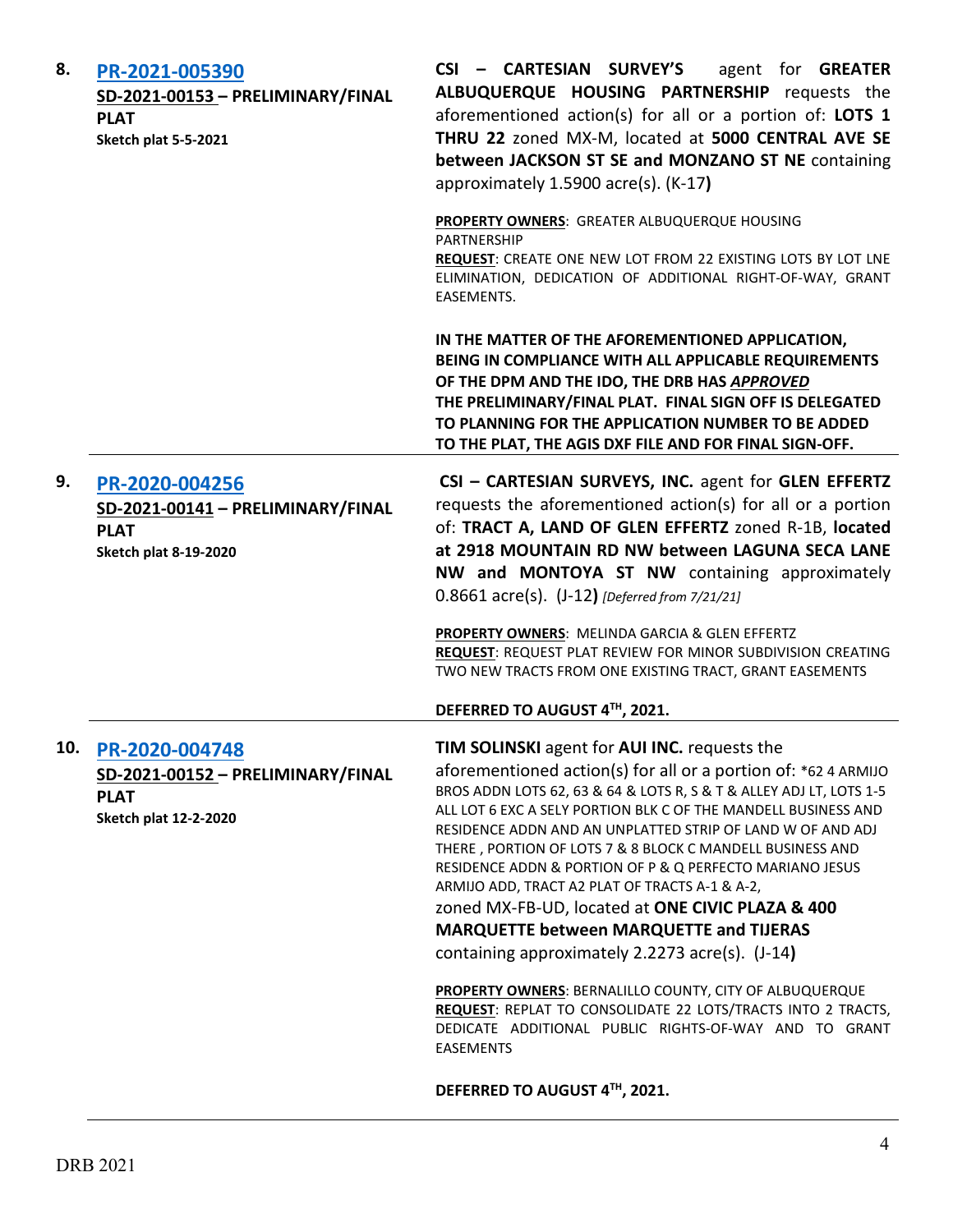**8.** **PR-2021-005390**

**SD-2021-00153 – PRELIMINARY/FINAL PLAT**
**Sketch plat 5-5-2021**

**CSI – CARTESIAN SURVEY'S** agent for **GREATER ALBUQUERQUE HOUSING PARTNERSHIP** requests the aforementioned action(s) for all or a portion of: **LOTS 1 THRU 22** zoned MX-M, located at **5000 CENTRAL AVE SE between JACKSON ST SE and MONZANO ST NE** containing approximately 1.5900 acre(s). (K-17**)**

**PROPERTY OWNERS**: GREATER ALBUQUERQUE HOUSING PARTNERSHIP
**REQUEST**: CREATE ONE NEW LOT FROM 22 EXISTING LOTS BY LOT LNE ELIMINATION, DEDICATION OF ADDITIONAL RIGHT-OF-WAY, GRANT EASEMENTS.

**IN THE MATTER OF THE AFOREMENTIONED APPLICATION, BEING IN COMPLIANCE WITH ALL APPLICABLE REQUIREMENTS OF THE DPM AND THE IDO, THE DRB HAS *APPROVED* THE PRELIMINARY/FINAL PLAT. FINAL SIGN OFF IS DELEGATED TO PLANNING FOR THE APPLICATION NUMBER TO BE ADDED TO THE PLAT, THE AGIS DXF FILE AND FOR FINAL SIGN-OFF.**

---

**9.** **PR-2020-004256**

**SD-2021-00141 – PRELIMINARY/FINAL PLAT**
**Sketch plat 8-19-2020**

**CSI – CARTESIAN SURVEYS, INC.** agent for **GLEN EFFERTZ** requests the aforementioned action(s) for all or a portion of: **TRACT A, LAND OF GLEN EFFERTZ** zoned R-1B, **located at 2918 MOUNTAIN RD NW between LAGUNA SECA LANE NW and MONTOYA ST NW** containing approximately 0.8661 acre(s). (J-12**)** *[Deferred from 7/21/21]*

**PROPERTY OWNERS**: MELINDA GARCIA & GLEN EFFERTZ
**REQUEST**: REQUEST PLAT REVIEW FOR MINOR SUBDIVISION CREATING TWO NEW TRACTS FROM ONE EXISTING TRACT, GRANT EASEMENTS

**DEFERRED TO AUGUST 4TH, 2021.**

---

**10.** **PR-2020-004748**

**SD-2021-00152 – PRELIMINARY/FINAL PLAT**
**Sketch plat 12-2-2020**

**TIM SOLINSKI** agent for **AUI INC.** requests the aforementioned action(s) for all or a portion of: *62 4 ARMIJO BROS ADDN LOTS 62, 63 & 64 & LOTS R, S & T & ALLEY ADJ LT, LOTS 1-5 ALL LOT 6 EXC A SELY PORTION BLK C OF THE MANDELL BUSINESS AND RESIDENCE ADDN AND AN UNPLATTED STRIP OF LAND W OF AND ADJ THERE , PORTION OF LOTS 7 & 8 BLOCK C MANDELL BUSINESS AND RESIDENCE ADDN & PORTION OF P & Q PERFECTO MARIANO JESUS ARMIJO ADD, TRACT A2 PLAT OF TRACTS A-1 & A-2, zoned MX-FB-UD, located at **ONE CIVIC PLAZA & 400 MARQUETTE between MARQUETTE and TIJERAS** containing approximately 2.2273 acre(s). (J-14**)**

**PROPERTY OWNERS**: BERNALILLO COUNTY, CITY OF ALBUQUERQUE
**REQUEST**: REPLAT TO CONSOLIDATE 22 LOTS/TRACTS INTO 2 TRACTS, DEDICATE ADDITIONAL PUBLIC RIGHTS-OF-WAY AND TO GRANT EASEMENTS

**DEFERRED TO AUGUST 4TH, 2021.**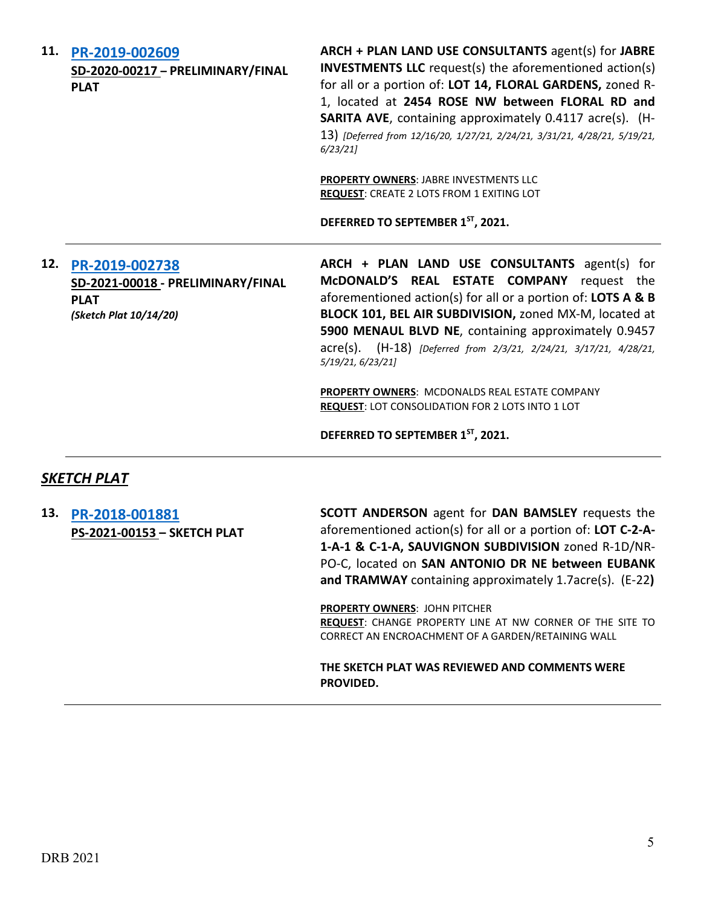| | |
|---|---|
| **11. PR-2019-002609**<br>**SD-2020-00217 – PRELIMINARY/FINAL PLAT** | **ARCH + PLAN LAND USE CONSULTANTS** agent(s) for **JABRE INVESTMENTS LLC** request(s) the aforementioned action(s) for all or a portion of: **LOT 14, FLORAL GARDENS,** zoned R-1, located at **2454 ROSE NW between FLORAL RD and SARITA AVE**, containing approximately 0.4117 acre(s). (H-13) *[Deferred from 12/16/20, 1/27/21, 2/24/21, 3/31/21, 4/28/21, 5/19/21, 6/23/21]*<br><br>**PROPERTY OWNERS**: JABRE INVESTMENTS LLC<br>**REQUEST**: CREATE 2 LOTS FROM 1 EXITING LOT<br><br>**DEFERRED TO SEPTEMBER 1ST, 2021.** |
| **12. PR-2019-002738**<br>**SD-2021-00018 - PRELIMINARY/FINAL PLAT**<br>*(Sketch Plat 10/14/20)* | **ARCH + PLAN LAND USE CONSULTANTS** agent(s) for **McDONALD'S REAL ESTATE COMPANY** request the aforementioned action(s) for all or a portion of: **LOTS A & B BLOCK 101, BEL AIR SUBDIVISION,** zoned MX-M, located at **5900 MENAUL BLVD NE**, containing approximately 0.9457 acre(s). (H-18) *[Deferred from 2/3/21, 2/24/21, 3/17/21, 4/28/21, 5/19/21, 6/23/21]*<br><br>**PROPERTY OWNERS**: MCDONALDS REAL ESTATE COMPANY<br>**REQUEST**: LOT CONSOLIDATION FOR 2 LOTS INTO 1 LOT<br><br>**DEFERRED TO SEPTEMBER 1ST, 2021.** |

## *SKETCH PLAT*

| | |
|---|---|
| **13. PR-2018-001881**<br>**PS-2021-00153 – SKETCH PLAT** | **SCOTT ANDERSON** agent for **DAN BAMSLEY** requests the aforementioned action(s) for all or a portion of: **LOT C-2-A-1-A-1 & C-1-A, SAUVIGNON SUBDIVISION** zoned R-1D/NR-PO-C, located on **SAN ANTONIO DR NE between EUBANK and TRAMWAY** containing approximately 1.7acre(s). (E-22**)**<br><br>**PROPERTY OWNERS**: JOHN PITCHER<br>**REQUEST**: CHANGE PROPERTY LINE AT NW CORNER OF THE SITE TO CORRECT AN ENCROACHMENT OF A GARDEN/RETAINING WALL<br><br>**THE SKETCH PLAT WAS REVIEWED AND COMMENTS WERE PROVIDED.** |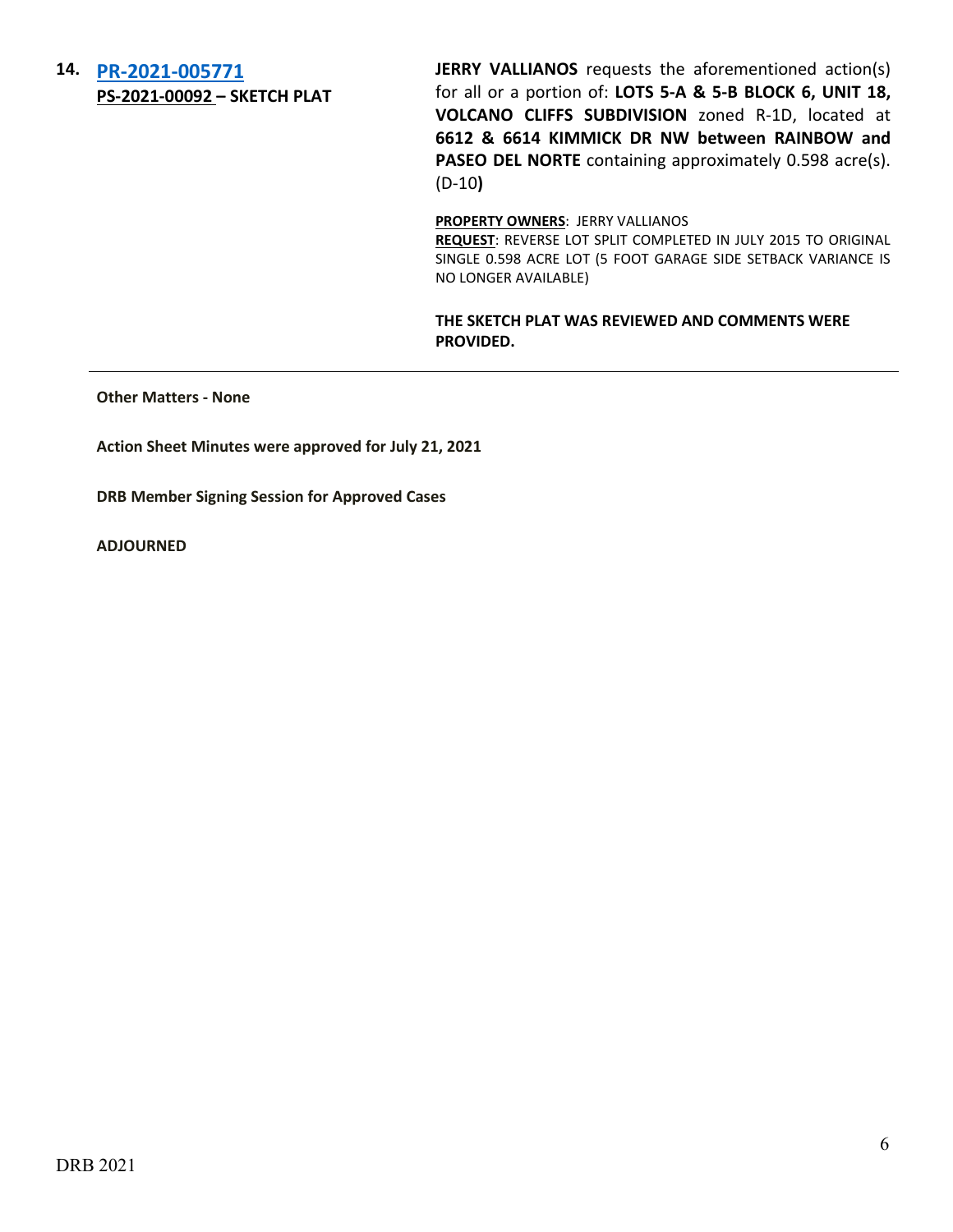**14.** **PR-2021-005771**
**PS-2021-00092 – SKETCH PLAT**

**JERRY VALLIANOS** requests the aforementioned action(s) for all or a portion of: **LOTS 5-A & 5-B BLOCK 6, UNIT 18, VOLCANO CLIFFS SUBDIVISION** zoned R-1D, located at **6612 & 6614 KIMMICK DR NW between RAINBOW and PASEO DEL NORTE** containing approximately 0.598 acre(s). (D-10**)**

**PROPERTY OWNERS**: JERRY VALLIANOS
**REQUEST**: REVERSE LOT SPLIT COMPLETED IN JULY 2015 TO ORIGINAL SINGLE 0.598 ACRE LOT (5 FOOT GARAGE SIDE SETBACK VARIANCE IS NO LONGER AVAILABLE)

**THE SKETCH PLAT WAS REVIEWED AND COMMENTS WERE PROVIDED.**

---

**Other Matters - None**

**Action Sheet Minutes were approved for July 21, 2021**

**DRB Member Signing Session for Approved Cases**

**ADJOURNED**